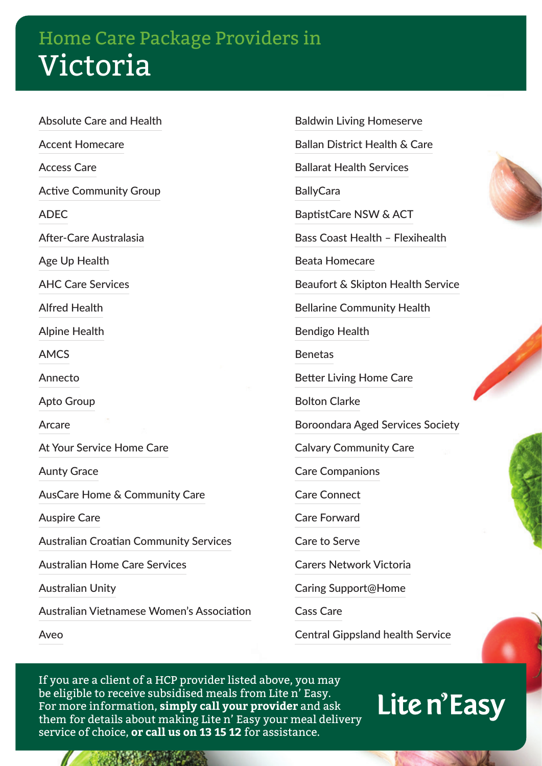# Home Care Package Providers in Victoria

- Absolute Care and Health
- Accent Homecare
- Access Care
- Active Community Group
- ADEC
- After-Care Australasia
- Age Up Health
- AHC Care Services
- Alfred Health
- Alpine Health
- AMCS
- Annecto
- Apto Group
- Arcare
- At Your Service Home Care
- Aunty Grace
- AusCare Home & Community Care
- Auspire Care
- Australian Croatian Community Services
- Australian Home Care Services
- Australian Unity
- Australian Vietnamese Women's Association
- Aveo
- Baldwin Living Homeserve
- Ballan District Health & Care
- Ballarat Health Services
- BallyCara
- BaptistCare NSW & ACT
- Bass Coast Health – Flexihealth
- Beata Homecare
- Beaufort & Skipton Health Service
- Bellarine Community Health
- Bendigo Health
- Benetas
- Better Living Home Care
- Bolton Clarke
- Boroondara Aged Services Society
- Calvary Community Care
- Care Companions
- Care Connect
- Care Forward
- Care to Serve
- Carers Network Victoria
- Caring Support@Home
- Cass Care
- Central Gippsland health Service

If you are a client of a HCP provider listed above, you may be eligible to receive subsidised meals from Lite n' Easy. For more information, **simply call your provider** and ask them for details about making Lite n' Easy your meal delivery service of choice, **or call us on 13 15 12** for assistance.

Lite n' Easy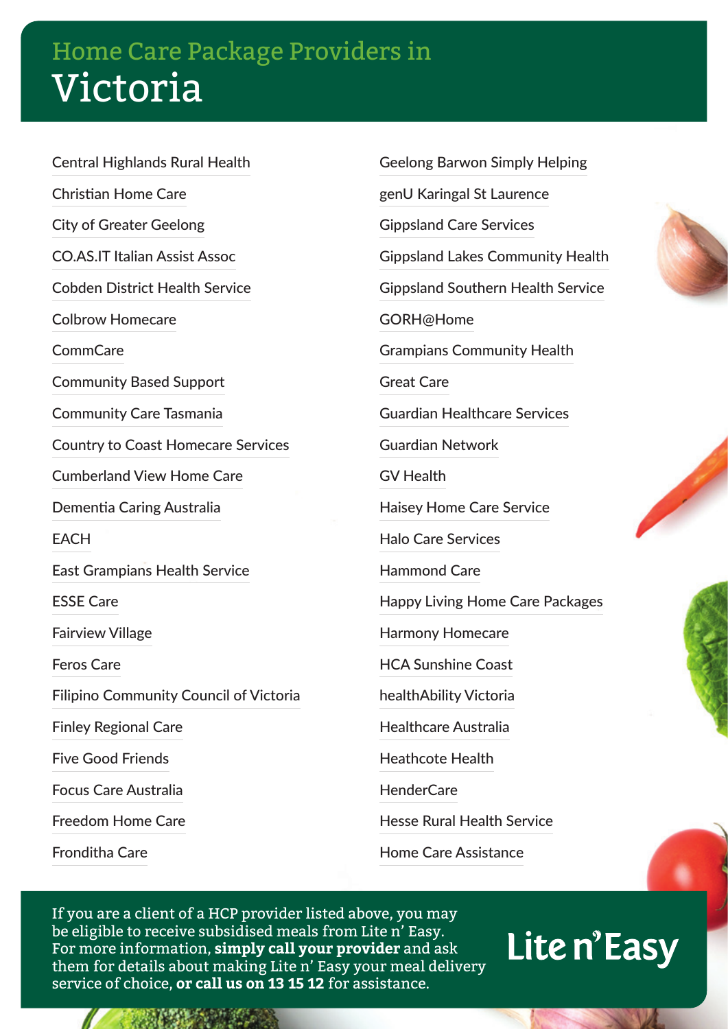# Home Care Package Providers in Victoria

- Central Highlands Rural Health
- Christian Home Care
- City of Greater Geelong
- CO.AS.IT Italian Assist Assoc
- Cobden District Health Service
- Colbrow Homecare
- CommCare
- Community Based Support
- Community Care Tasmania
- Country to Coast Homecare Services
- Cumberland View Home Care
- Dementia Caring Australia
- EACH
- East Grampians Health Service
- ESSE Care
- Fairview Village
- Feros Care
- Filipino Community Council of Victoria
- Finley Regional Care
- Five Good Friends
- Focus Care Australia
- Freedom Home Care
- Fronditha Care
- Geelong Barwon Simply Helping
- genU Karingal St Laurence
- Gippsland Care Services
- Gippsland Lakes Community Health
- Gippsland Southern Health Service
- GORH@Home
- Grampians Community Health
- Great Care
- Guardian Healthcare Services
- Guardian Network
- GV Health
- Haisey Home Care Service
- Halo Care Services
- Hammond Care
- Happy Living Home Care Packages
- Harmony Homecare
- HCA Sunshine Coast
- healthAbility Victoria
- Healthcare Australia
- Heathcote Health
- HenderCare
- Hesse Rural Health Service
- Home Care Assistance

If you are a client of a HCP provider listed above, you may be eligible to receive subsidised meals from Lite n' Easy. For more information, **simply call your provider** and ask them for details about making Lite n' Easy your meal delivery service of choice, **or call us on 13 15 12** for assistance.

Lite n' Easy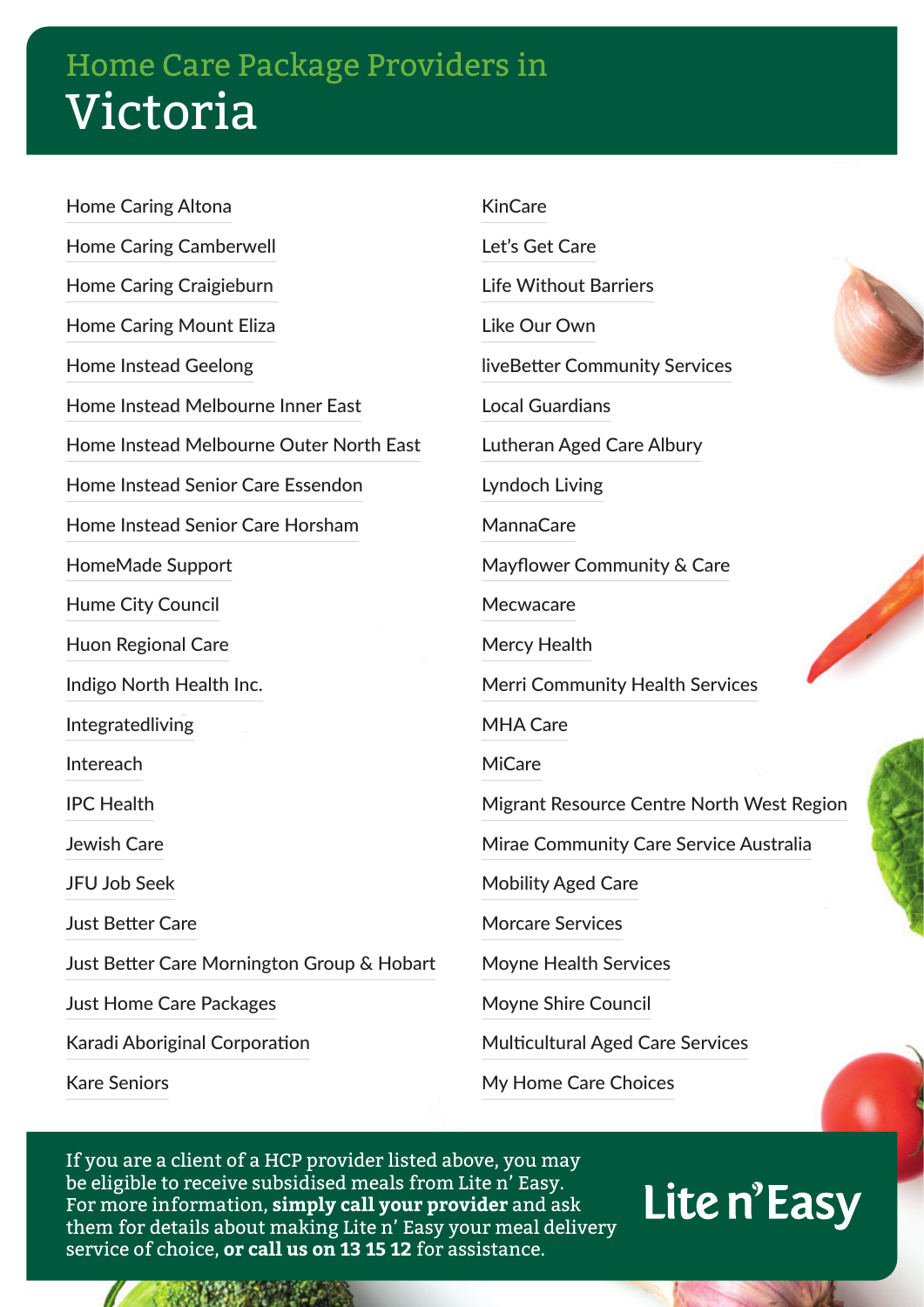# Home Care Package Providers in Victoria

- Home Caring Altona
- Home Caring Camberwell
- Home Caring Craigieburn
- Home Caring Mount Eliza
- Home Instead Geelong
- Home Instead Melbourne Inner East
- Home Instead Melbourne Outer North East
- Home Instead Senior Care Essendon
- Home Instead Senior Care Horsham
- HomeMade Support
- Hume City Council
- Huon Regional Care
- Indigo North Health Inc.
- Integratedliving
- Intereach
- IPC Health
- Jewish Care
- JFU Job Seek
- Just Better Care
- Just Better Care Mornington Group & Hobart
- Just Home Care Packages
- Karadi Aboriginal Corporation
- Kare Seniors
- KinCare
- Let's Get Care
- Life Without Barriers
- Like Our Own
- liveBetter Community Services
- Local Guardians
- Lutheran Aged Care Albury
- Lyndoch Living
- MannaCare
- Mayflower Community & Care
- Mecwacare
- Mercy Health
- Merri Community Health Services
- MHA Care
- MiCare
- Migrant Resource Centre North West Region
- Mirae Community Care Service Australia
- Mobility Aged Care
- Morcare Services
- Moyne Health Services
- Moyne Shire Council
- Multicultural Aged Care Services
- My Home Care Choices

If you are a client of a HCP provider listed above, you may be eligible to receive subsidised meals from Lite n' Easy. For more information, **simply call your provider** and ask them for details about making Lite n' Easy your meal delivery service of choice, **or call us on 13 15 12** for assistance.

Lite n' Easy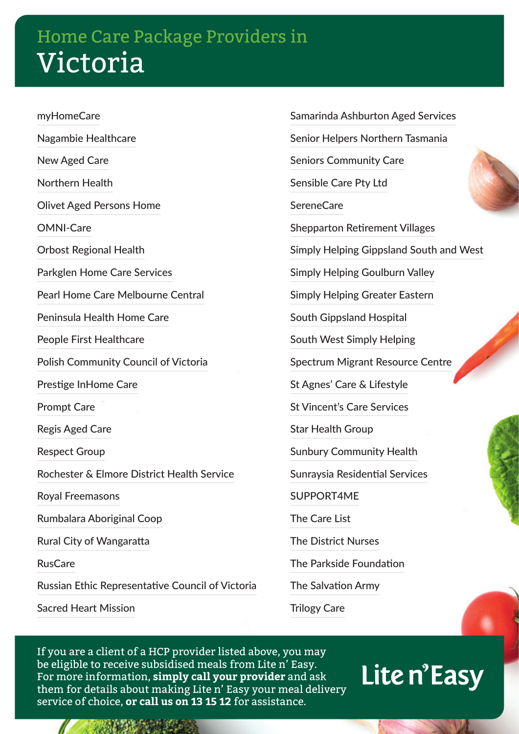# Home Care Package Providers in Victoria

- myHomeCare
- Nagambie Healthcare
- New Aged Care
- Northern Health
- Olivet Aged Persons Home
- OMNI-Care
- Orbost Regional Health
- Parkglen Home Care Services
- Pearl Home Care Melbourne Central
- Peninsula Health Home Care
- People First Healthcare
- Polish Community Council of Victoria
- Prestige InHome Care
- Prompt Care
- Regis Aged Care
- Respect Group
- Rochester & Elmore District Health Service
- Royal Freemasons
- Rumbalara Aboriginal Coop
- Rural City of Wangaratta
- RusCare
- Russian Ethic Representative Council of Victoria
- Sacred Heart Mission
- Samarinda Ashburton Aged Services
- Senior Helpers Northern Tasmania
- Seniors Community Care
- Sensible Care Pty Ltd
- SereneCare
- Shepparton Retirement Villages
- Simply Helping Gippsland South and West
- Simply Helping Goulburn Valley
- Simply Helping Greater Eastern
- South Gippsland Hospital
- South West Simply Helping
- Spectrum Migrant Resource Centre
- St Agnes' Care & Lifestyle
- St Vincent's Care Services
- Star Health Group
- Sunbury Community Health
- Sunraysia Residential Services
- SUPPORT4ME
- The Care List
- The District Nurses
- The Parkside Foundation
- The Salvation Army
- Trilogy Care

If you are a client of a HCP provider listed above, you may be eligible to receive subsidised meals from Lite n' Easy. For more information, **simply call your provider** and ask them for details about making Lite n' Easy your meal delivery service of choice, **or call us on 13 15 12** for assistance.

Lite n' Easy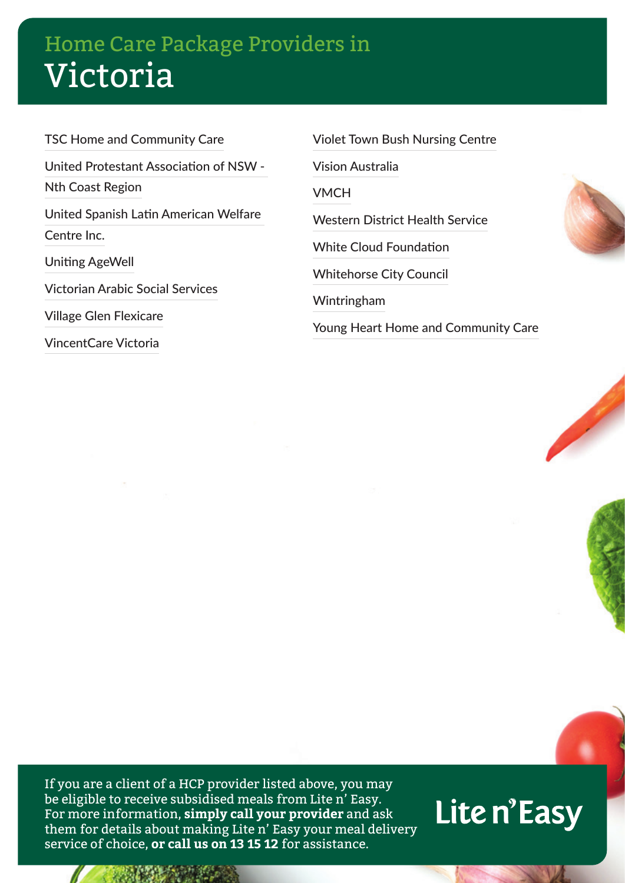# Home Care Package Providers in Victoria

- TSC Home and Community Care
- United Protestant Association of NSW - Nth Coast Region
- United Spanish Latin American Welfare Centre Inc.
- Uniting AgeWell
- Victorian Arabic Social Services
- Village Glen Flexicare
- VincentCare Victoria
- Violet Town Bush Nursing Centre
- Vision Australia
- VMCH
- Western District Health Service
- White Cloud Foundation
- Whitehorse City Council
- Wintringham
- Young Heart Home and Community Care

If you are a client of a HCP provider listed above, you may be eligible to receive subsidised meals from Lite n' Easy. For more information, **simply call your provider** and ask them for details about making Lite n' Easy your meal delivery service of choice, **or call us on 13 15 12** for assistance.

Lite n' Easy